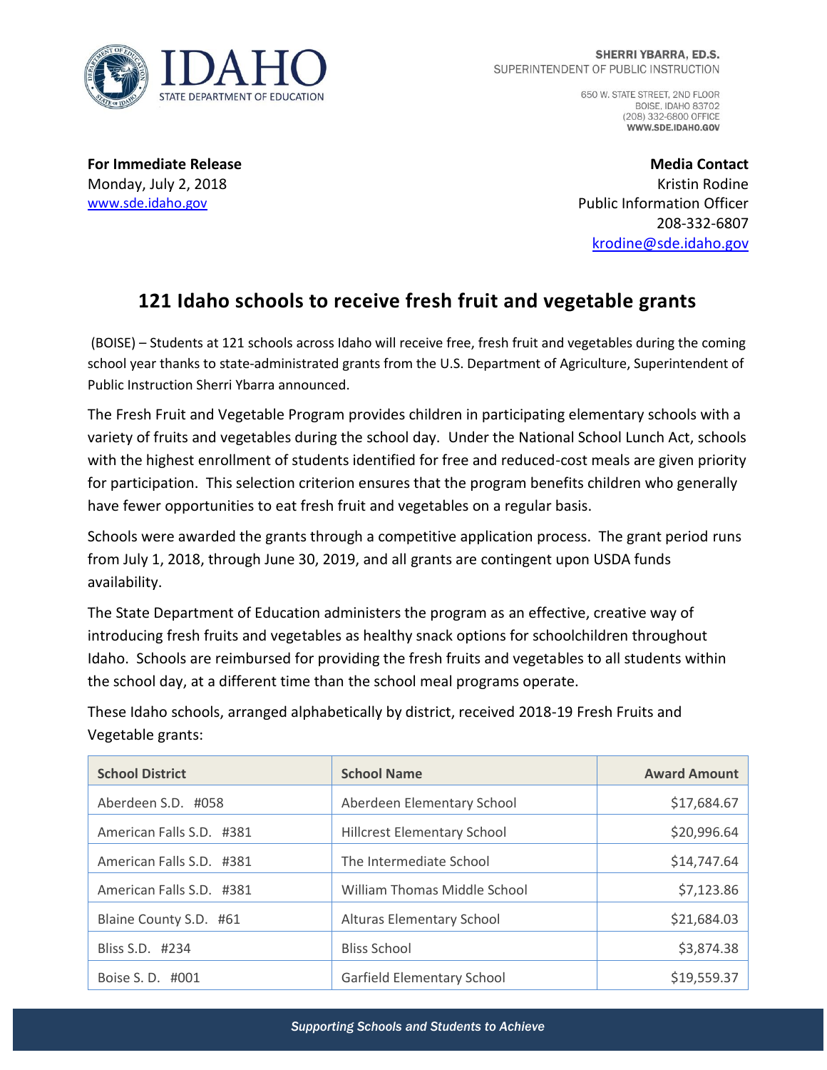SHERRI YBARRA, ED.S.
SUPERINTENDENT OF PUBLIC INSTRUCTION

650 W. STATE STREET, 2ND FLOOR
BOISE, IDAHO 83702
(208) 332-6800 OFFICE
WWW.SDE.IDAHO.GOV

**For Immediate Release**
Monday, July 2, 2018
www.sde.idaho.gov

**Media Contact**
Kristin Rodine
Public Information Officer
208-332-6807
krodine@sde.idaho.gov

# 121 Idaho schools to receive fresh fruit and vegetable grants

(BOISE) – Students at 121 schools across Idaho will receive free, fresh fruit and vegetables during the coming school year thanks to state-administrated grants from the U.S. Department of Agriculture, Superintendent of Public Instruction Sherri Ybarra announced.

The Fresh Fruit and Vegetable Program provides children in participating elementary schools with a variety of fruits and vegetables during the school day. Under the National School Lunch Act, schools with the highest enrollment of students identified for free and reduced-cost meals are given priority for participation. This selection criterion ensures that the program benefits children who generally have fewer opportunities to eat fresh fruit and vegetables on a regular basis.

Schools were awarded the grants through a competitive application process. The grant period runs from July 1, 2018, through June 30, 2019, and all grants are contingent upon USDA funds availability.

The State Department of Education administers the program as an effective, creative way of introducing fresh fruits and vegetables as healthy snack options for schoolchildren throughout Idaho. Schools are reimbursed for providing the fresh fruits and vegetables to all students within the school day, at a different time than the school meal programs operate.

These Idaho schools, arranged alphabetically by district, received 2018-19 Fresh Fruits and Vegetable grants:

| School District | School Name | Award Amount |
|---|---|---|
| Aberdeen S.D. #058 | Aberdeen Elementary School | $17,684.67 |
| American Falls S.D. #381 | Hillcrest Elementary School | $20,996.64 |
| American Falls S.D. #381 | The Intermediate School | $14,747.64 |
| American Falls S.D. #381 | William Thomas Middle School | $7,123.86 |
| Blaine County S.D. #61 | Alturas Elementary School | $21,684.03 |
| Bliss S.D. #234 | Bliss School | $3,874.38 |
| Boise S. D. #001 | Garfield Elementary School | $19,559.37 |

*Supporting Schools and Students to Achieve*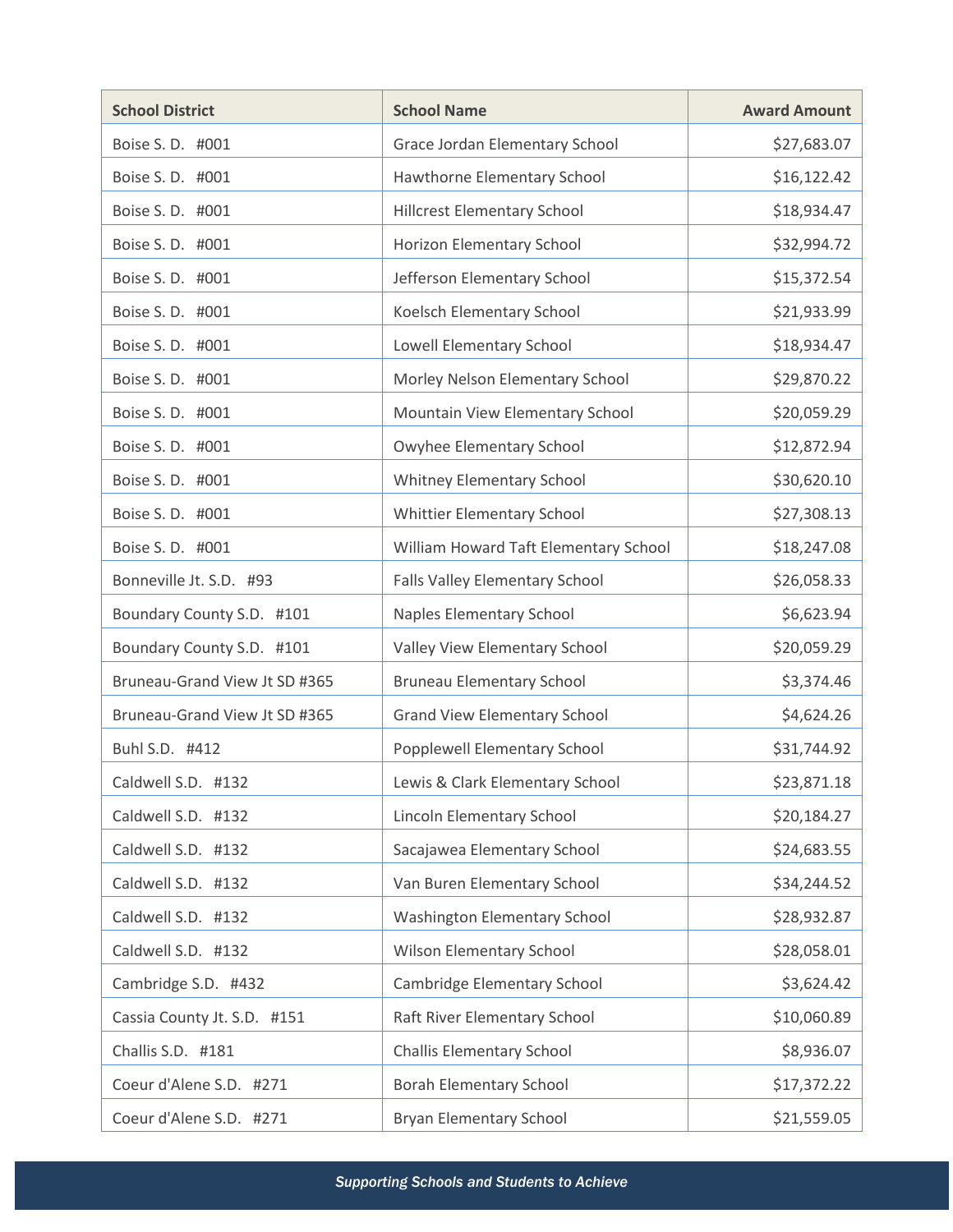| School District | School Name | Award Amount |
| --- | --- | ---: |
| Boise S. D. #001 | Grace Jordan Elementary School | $27,683.07 |
| Boise S. D. #001 | Hawthorne Elementary School | $16,122.42 |
| Boise S. D. #001 | Hillcrest Elementary School | $18,934.47 |
| Boise S. D. #001 | Horizon Elementary School | $32,994.72 |
| Boise S. D. #001 | Jefferson Elementary School | $15,372.54 |
| Boise S. D. #001 | Koelsch Elementary School | $21,933.99 |
| Boise S. D. #001 | Lowell Elementary School | $18,934.47 |
| Boise S. D. #001 | Morley Nelson Elementary School | $29,870.22 |
| Boise S. D. #001 | Mountain View Elementary School | $20,059.29 |
| Boise S. D. #001 | Owyhee Elementary School | $12,872.94 |
| Boise S. D. #001 | Whitney Elementary School | $30,620.10 |
| Boise S. D. #001 | Whittier Elementary School | $27,308.13 |
| Boise S. D. #001 | William Howard Taft Elementary School | $18,247.08 |
| Bonneville Jt. S.D. #93 | Falls Valley Elementary School | $26,058.33 |
| Boundary County S.D. #101 | Naples Elementary School | $6,623.94 |
| Boundary County S.D. #101 | Valley View Elementary School | $20,059.29 |
| Bruneau-Grand View Jt SD #365 | Bruneau Elementary School | $3,374.46 |
| Bruneau-Grand View Jt SD #365 | Grand View Elementary School | $4,624.26 |
| Buhl S.D. #412 | Popplewell Elementary School | $31,744.92 |
| Caldwell S.D. #132 | Lewis & Clark Elementary School | $23,871.18 |
| Caldwell S.D. #132 | Lincoln Elementary School | $20,184.27 |
| Caldwell S.D. #132 | Sacajawea Elementary School | $24,683.55 |
| Caldwell S.D. #132 | Van Buren Elementary School | $34,244.52 |
| Caldwell S.D. #132 | Washington Elementary School | $28,932.87 |
| Caldwell S.D. #132 | Wilson Elementary School | $28,058.01 |
| Cambridge S.D. #432 | Cambridge Elementary School | $3,624.42 |
| Cassia County Jt. S.D. #151 | Raft River Elementary School | $10,060.89 |
| Challis S.D. #181 | Challis Elementary School | $8,936.07 |
| Coeur d'Alene S.D. #271 | Borah Elementary School | $17,372.22 |
| Coeur d'Alene S.D. #271 | Bryan Elementary School | $21,559.05 |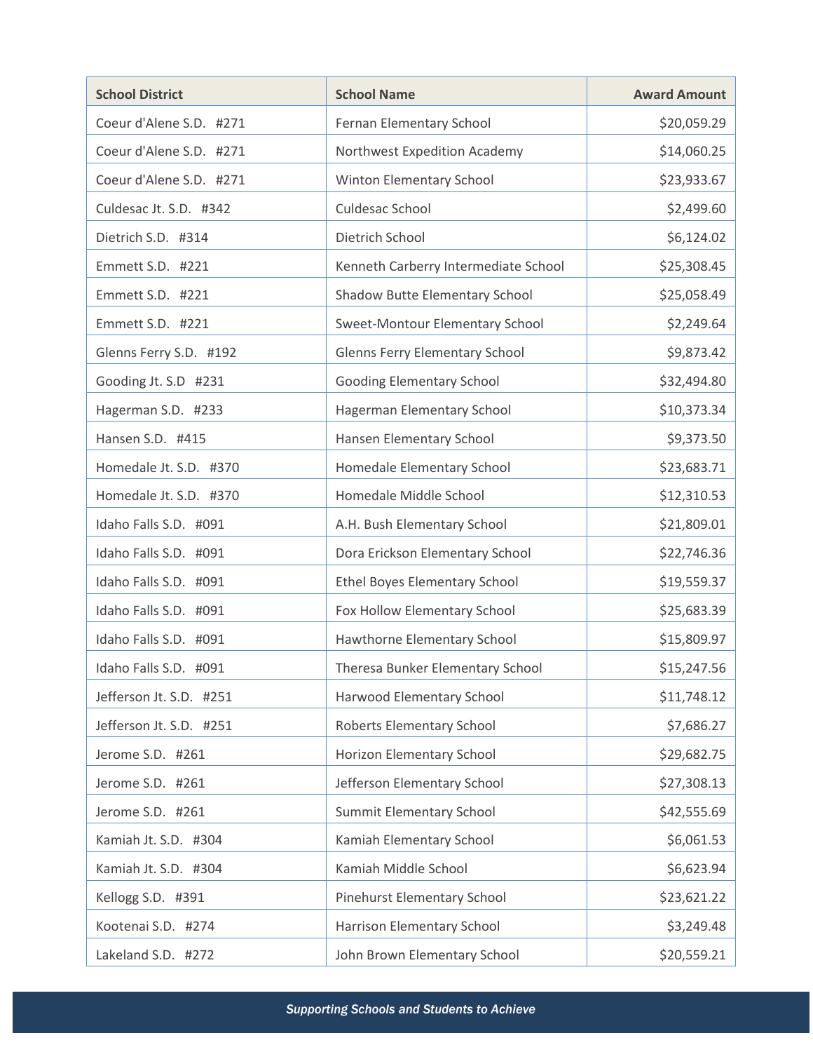| School District | School Name | Award Amount |
|---|---|---|
| Coeur d'Alene S.D. #271 | Fernan Elementary School | $20,059.29 |
| Coeur d'Alene S.D. #271 | Northwest Expedition Academy | $14,060.25 |
| Coeur d'Alene S.D. #271 | Winton Elementary School | $23,933.67 |
| Culdesac Jt. S.D. #342 | Culdesac School | $2,499.60 |
| Dietrich S.D. #314 | Dietrich School | $6,124.02 |
| Emmett S.D. #221 | Kenneth Carberry Intermediate School | $25,308.45 |
| Emmett S.D. #221 | Shadow Butte Elementary School | $25,058.49 |
| Emmett S.D. #221 | Sweet-Montour Elementary School | $2,249.64 |
| Glenns Ferry S.D. #192 | Glenns Ferry Elementary School | $9,873.42 |
| Gooding Jt. S.D #231 | Gooding Elementary School | $32,494.80 |
| Hagerman S.D. #233 | Hagerman Elementary School | $10,373.34 |
| Hansen S.D. #415 | Hansen Elementary School | $9,373.50 |
| Homedale Jt. S.D. #370 | Homedale Elementary School | $23,683.71 |
| Homedale Jt. S.D. #370 | Homedale Middle School | $12,310.53 |
| Idaho Falls S.D. #091 | A.H. Bush Elementary School | $21,809.01 |
| Idaho Falls S.D. #091 | Dora Erickson Elementary School | $22,746.36 |
| Idaho Falls S.D. #091 | Ethel Boyes Elementary School | $19,559.37 |
| Idaho Falls S.D. #091 | Fox Hollow Elementary School | $25,683.39 |
| Idaho Falls S.D. #091 | Hawthorne Elementary School | $15,809.97 |
| Idaho Falls S.D. #091 | Theresa Bunker Elementary School | $15,247.56 |
| Jefferson Jt. S.D. #251 | Harwood Elementary School | $11,748.12 |
| Jefferson Jt. S.D. #251 | Roberts Elementary School | $7,686.27 |
| Jerome S.D. #261 | Horizon Elementary School | $29,682.75 |
| Jerome S.D. #261 | Jefferson Elementary School | $27,308.13 |
| Jerome S.D. #261 | Summit Elementary School | $42,555.69 |
| Kamiah Jt. S.D. #304 | Kamiah Elementary School | $6,061.53 |
| Kamiah Jt. S.D. #304 | Kamiah Middle School | $6,623.94 |
| Kellogg S.D. #391 | Pinehurst Elementary School | $23,621.22 |
| Kootenai S.D. #274 | Harrison Elementary School | $3,249.48 |
| Lakeland S.D. #272 | John Brown Elementary School | $20,559.21 |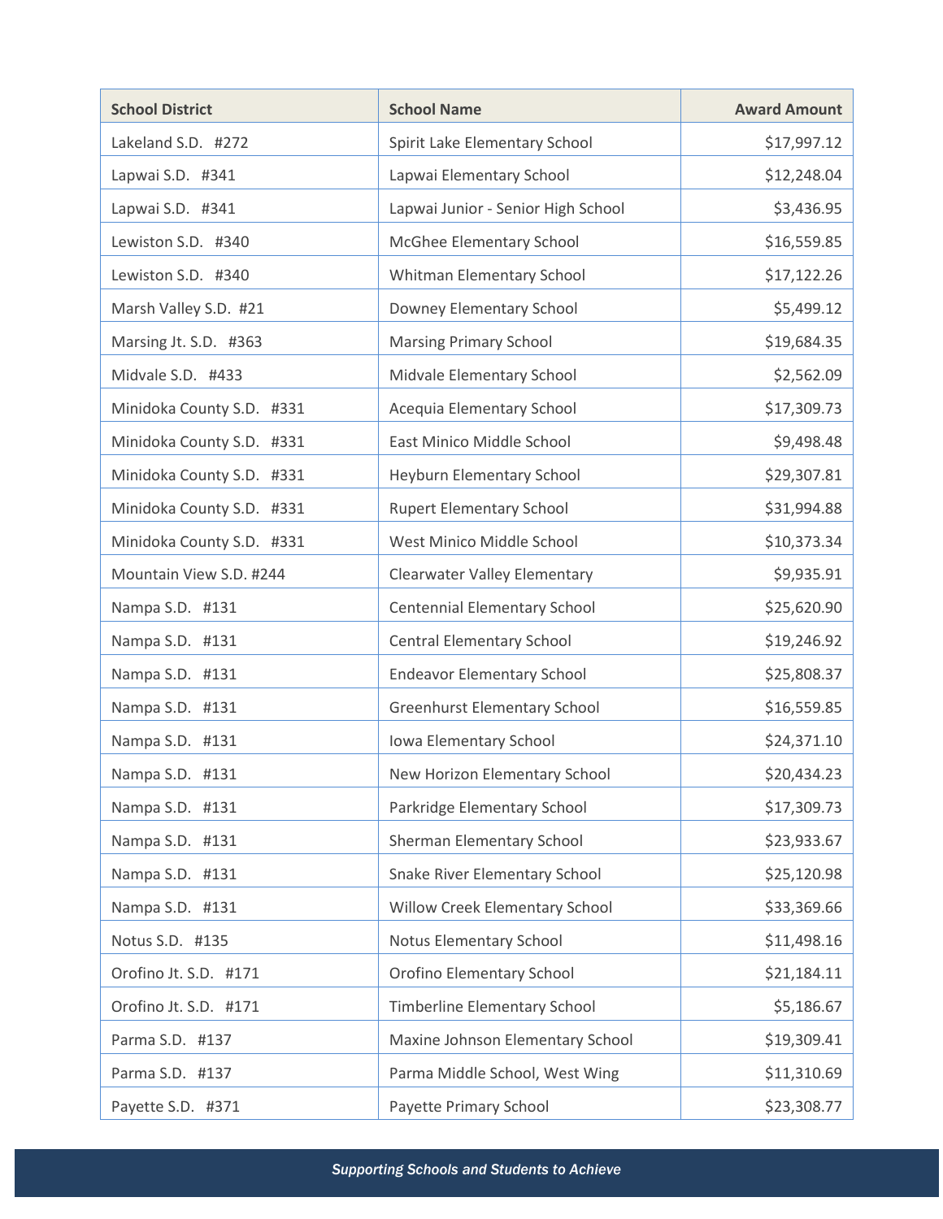| School District | School Name | Award Amount |
|---|---|---|
| Lakeland S.D. #272 | Spirit Lake Elementary School | $17,997.12 |
| Lapwai S.D. #341 | Lapwai Elementary School | $12,248.04 |
| Lapwai S.D. #341 | Lapwai Junior - Senior High School | $3,436.95 |
| Lewiston S.D. #340 | McGhee Elementary School | $16,559.85 |
| Lewiston S.D. #340 | Whitman Elementary School | $17,122.26 |
| Marsh Valley S.D. #21 | Downey Elementary School | $5,499.12 |
| Marsing Jt. S.D. #363 | Marsing Primary School | $19,684.35 |
| Midvale S.D. #433 | Midvale Elementary School | $2,562.09 |
| Minidoka County S.D. #331 | Acequia Elementary School | $17,309.73 |
| Minidoka County S.D. #331 | East Minico Middle School | $9,498.48 |
| Minidoka County S.D. #331 | Heyburn Elementary School | $29,307.81 |
| Minidoka County S.D. #331 | Rupert Elementary School | $31,994.88 |
| Minidoka County S.D. #331 | West Minico Middle School | $10,373.34 |
| Mountain View S.D. #244 | Clearwater Valley Elementary | $9,935.91 |
| Nampa S.D. #131 | Centennial Elementary School | $25,620.90 |
| Nampa S.D. #131 | Central Elementary School | $19,246.92 |
| Nampa S.D. #131 | Endeavor Elementary School | $25,808.37 |
| Nampa S.D. #131 | Greenhurst Elementary School | $16,559.85 |
| Nampa S.D. #131 | Iowa Elementary School | $24,371.10 |
| Nampa S.D. #131 | New Horizon Elementary School | $20,434.23 |
| Nampa S.D. #131 | Parkridge Elementary School | $17,309.73 |
| Nampa S.D. #131 | Sherman Elementary School | $23,933.67 |
| Nampa S.D. #131 | Snake River Elementary School | $25,120.98 |
| Nampa S.D. #131 | Willow Creek Elementary School | $33,369.66 |
| Notus S.D. #135 | Notus Elementary School | $11,498.16 |
| Orofino Jt. S.D. #171 | Orofino Elementary School | $21,184.11 |
| Orofino Jt. S.D. #171 | Timberline Elementary School | $5,186.67 |
| Parma S.D. #137 | Maxine Johnson Elementary School | $19,309.41 |
| Parma S.D. #137 | Parma Middle School, West Wing | $11,310.69 |
| Payette S.D. #371 | Payette Primary School | $23,308.77 |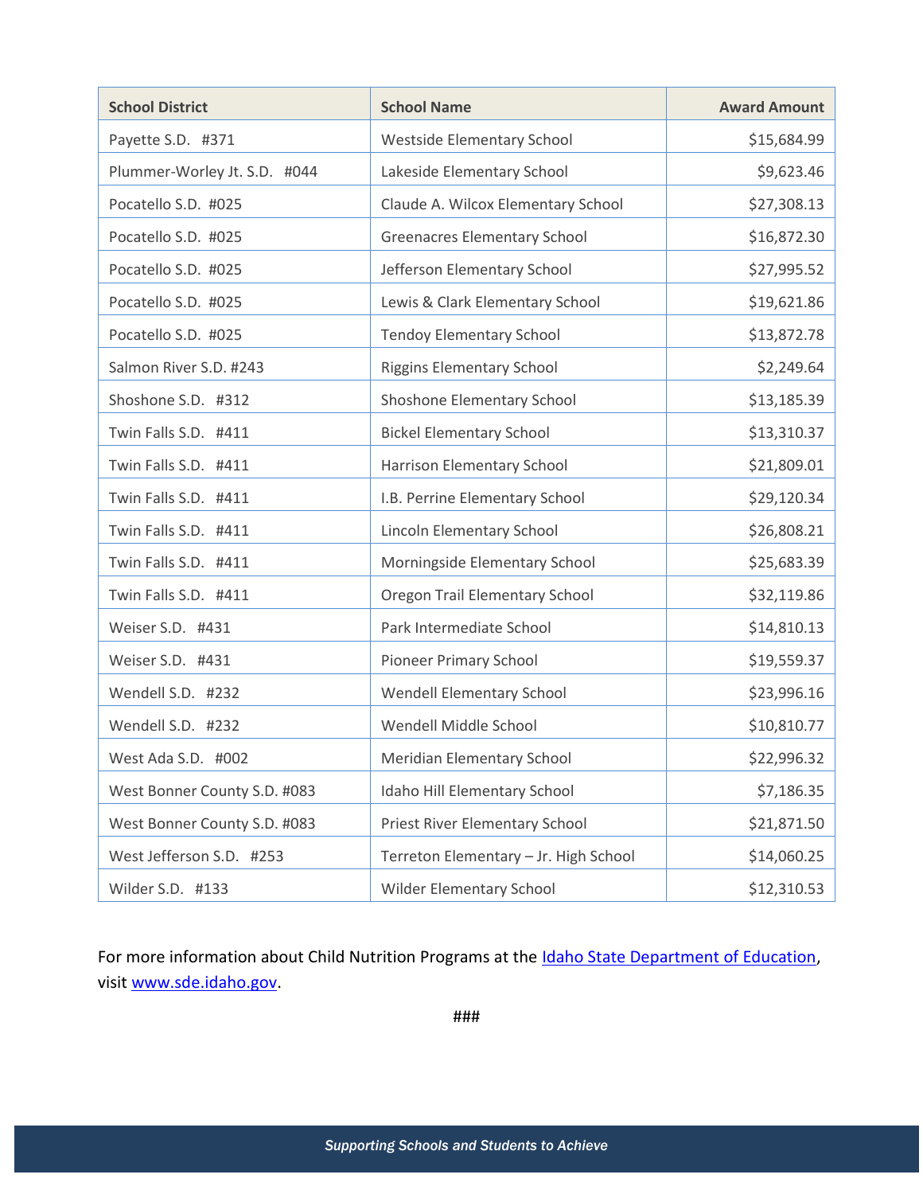| School District | School Name | Award Amount |
|---|---|---|
| Payette S.D. #371 | Westside Elementary School | $15,684.99 |
| Plummer-Worley Jt. S.D. #044 | Lakeside Elementary School | $9,623.46 |
| Pocatello S.D. #025 | Claude A. Wilcox Elementary School | $27,308.13 |
| Pocatello S.D. #025 | Greenacres Elementary School | $16,872.30 |
| Pocatello S.D. #025 | Jefferson Elementary School | $27,995.52 |
| Pocatello S.D. #025 | Lewis & Clark Elementary School | $19,621.86 |
| Pocatello S.D. #025 | Tendoy Elementary School | $13,872.78 |
| Salmon River S.D. #243 | Riggins Elementary School | $2,249.64 |
| Shoshone S.D. #312 | Shoshone Elementary School | $13,185.39 |
| Twin Falls S.D. #411 | Bickel Elementary School | $13,310.37 |
| Twin Falls S.D. #411 | Harrison Elementary School | $21,809.01 |
| Twin Falls S.D. #411 | I.B. Perrine Elementary School | $29,120.34 |
| Twin Falls S.D. #411 | Lincoln Elementary School | $26,808.21 |
| Twin Falls S.D. #411 | Morningside Elementary School | $25,683.39 |
| Twin Falls S.D. #411 | Oregon Trail Elementary School | $32,119.86 |
| Weiser S.D. #431 | Park Intermediate School | $14,810.13 |
| Weiser S.D. #431 | Pioneer Primary School | $19,559.37 |
| Wendell S.D. #232 | Wendell Elementary School | $23,996.16 |
| Wendell S.D. #232 | Wendell Middle School | $10,810.77 |
| West Ada S.D. #002 | Meridian Elementary School | $22,996.32 |
| West Bonner County S.D. #083 | Idaho Hill Elementary School | $7,186.35 |
| West Bonner County S.D. #083 | Priest River Elementary School | $21,871.50 |
| West Jefferson S.D. #253 | Terreton Elementary – Jr. High School | $14,060.25 |
| Wilder S.D. #133 | Wilder Elementary School | $12,310.53 |

For more information about Child Nutrition Programs at the Idaho State Department of Education, visit www.sde.idaho.gov.

###